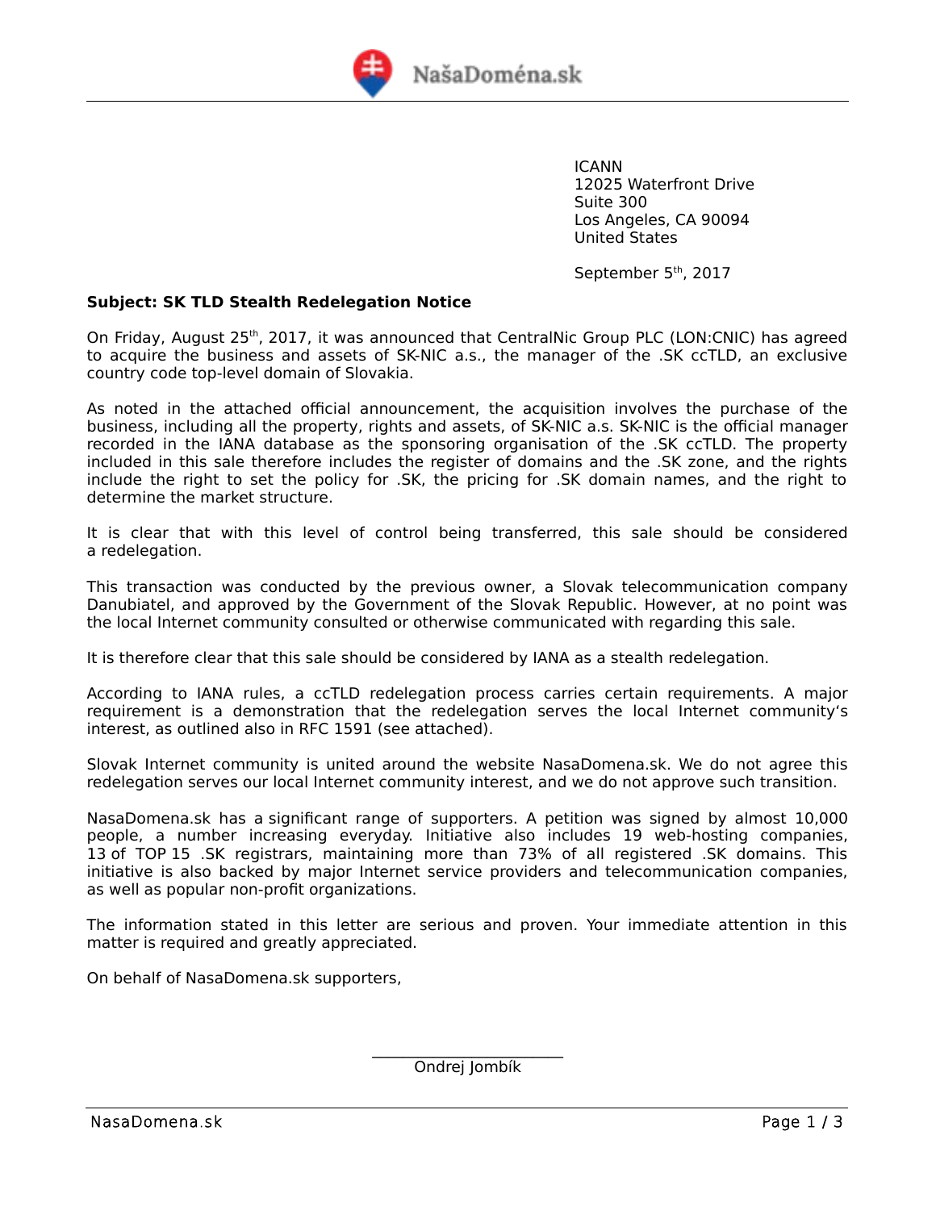NašaDoména.sk

ICANN
12025 Waterfront Drive
Suite 300
Los Angeles, CA 90094
United States

September 5th, 2017

**Subject: SK TLD Stealth Redelegation Notice**

On Friday, August 25th, 2017, it was announced that CentralNic Group PLC (LON:CNIC) has agreed to acquire the business and assets of SK-NIC a.s., the manager of the .SK ccTLD, an exclusive country code top-level domain of Slovakia.

As noted in the attached official announcement, the acquisition involves the purchase of the business, including all the property, rights and assets, of SK-NIC a.s. SK-NIC is the official manager recorded in the IANA database as the sponsoring organisation of the .SK ccTLD. The property included in this sale therefore includes the register of domains and the .SK zone, and the rights include the right to set the policy for .SK, the pricing for .SK domain names, and the right to determine the market structure.

It is clear that with this level of control being transferred, this sale should be considered a redelegation.

This transaction was conducted by the previous owner, a Slovak telecommunication company Danubiatel, and approved by the Government of the Slovak Republic. However, at no point was the local Internet community consulted or otherwise communicated with regarding this sale.

It is therefore clear that this sale should be considered by IANA as a stealth redelegation.

According to IANA rules, a ccTLD redelegation process carries certain requirements. A major requirement is a demonstration that the redelegation serves the local Internet community's interest, as outlined also in RFC 1591 (see attached).

Slovak Internet community is united around the website NasaDomena.sk. We do not agree this redelegation serves our local Internet community interest, and we do not approve such transition.

NasaDomena.sk has a significant range of supporters. A petition was signed by almost 10,000 people, a number increasing everyday. Initiative also includes 19 web-hosting companies, 13 of TOP 15 .SK registrars, maintaining more than 73% of all registered .SK domains. This initiative is also backed by major Internet service providers and telecommunication companies, as well as popular non-profit organizations.

The information stated in this letter are serious and proven. Your immediate attention in this matter is required and greatly appreciated.

On behalf of NasaDomena.sk supporters,

Ondrej Jombík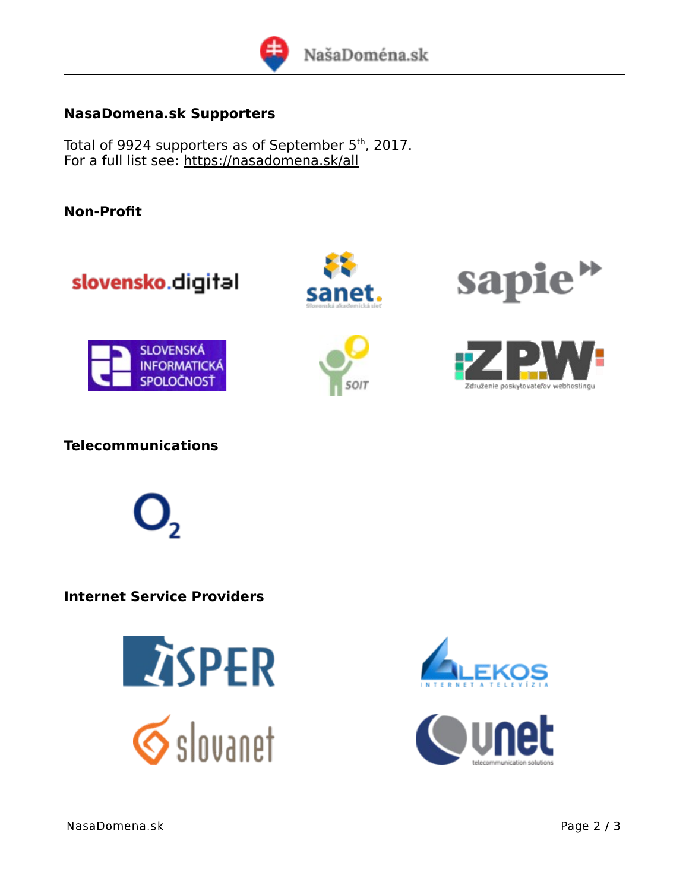## NasaDomena.sk Supporters

Total of 9924 supporters as of September 5th, 2017.
For a full list see: https://nasadomena.sk/all

### Non-Profit

slovensko.digital

sanet. Slovenská akademická sieť

sapie

SLOVENSKÁ INFORMATICKÁ SPOLOČNOSŤ

SOIT

ZPW Združenie poskytovateľov webhostingu

### Telecommunications

$O_2$

### Internet Service Providers

ISPER

LEKOS INTERNET A TELEVÍZIA

slovanet

unet telecommunication solutions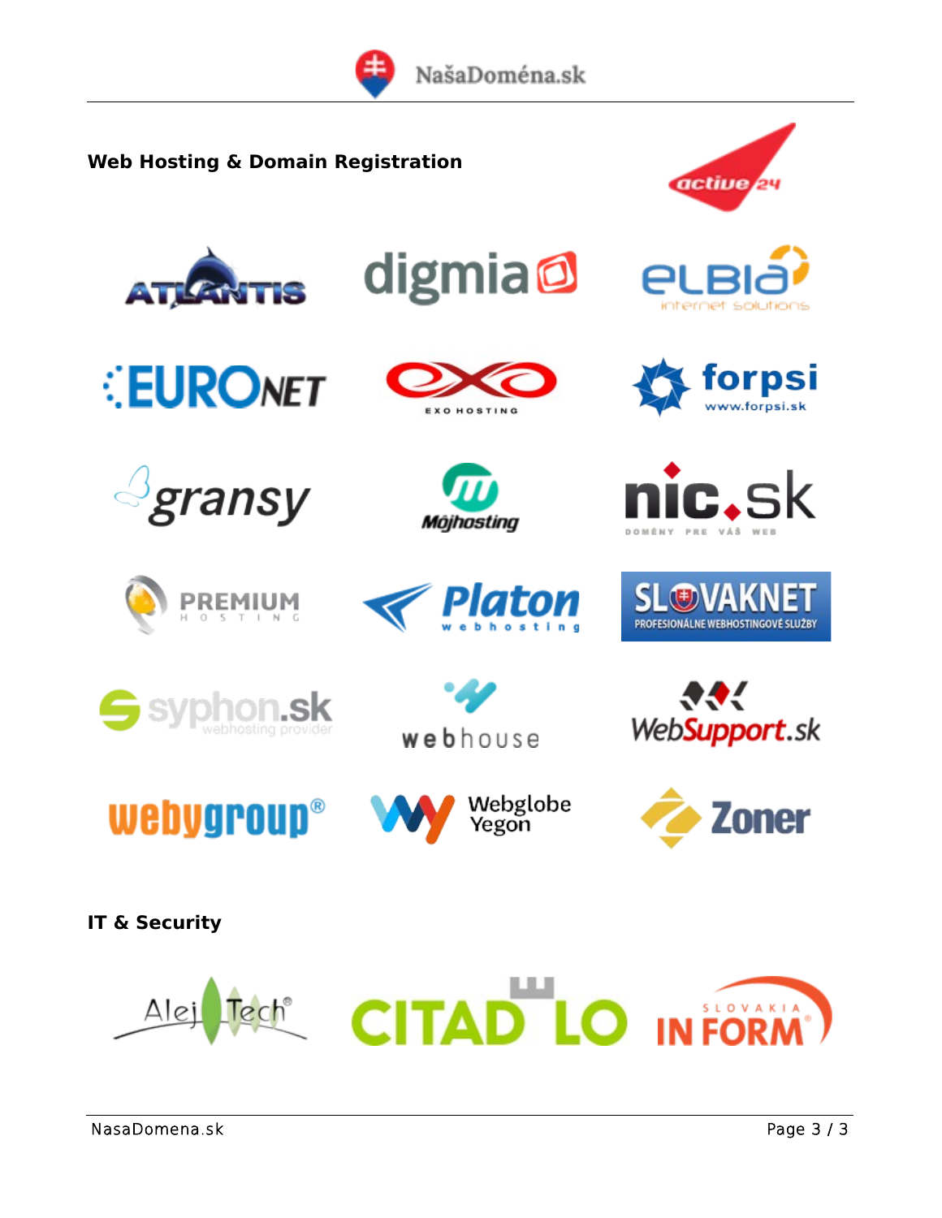## Web Hosting & Domain Registration

## IT & Security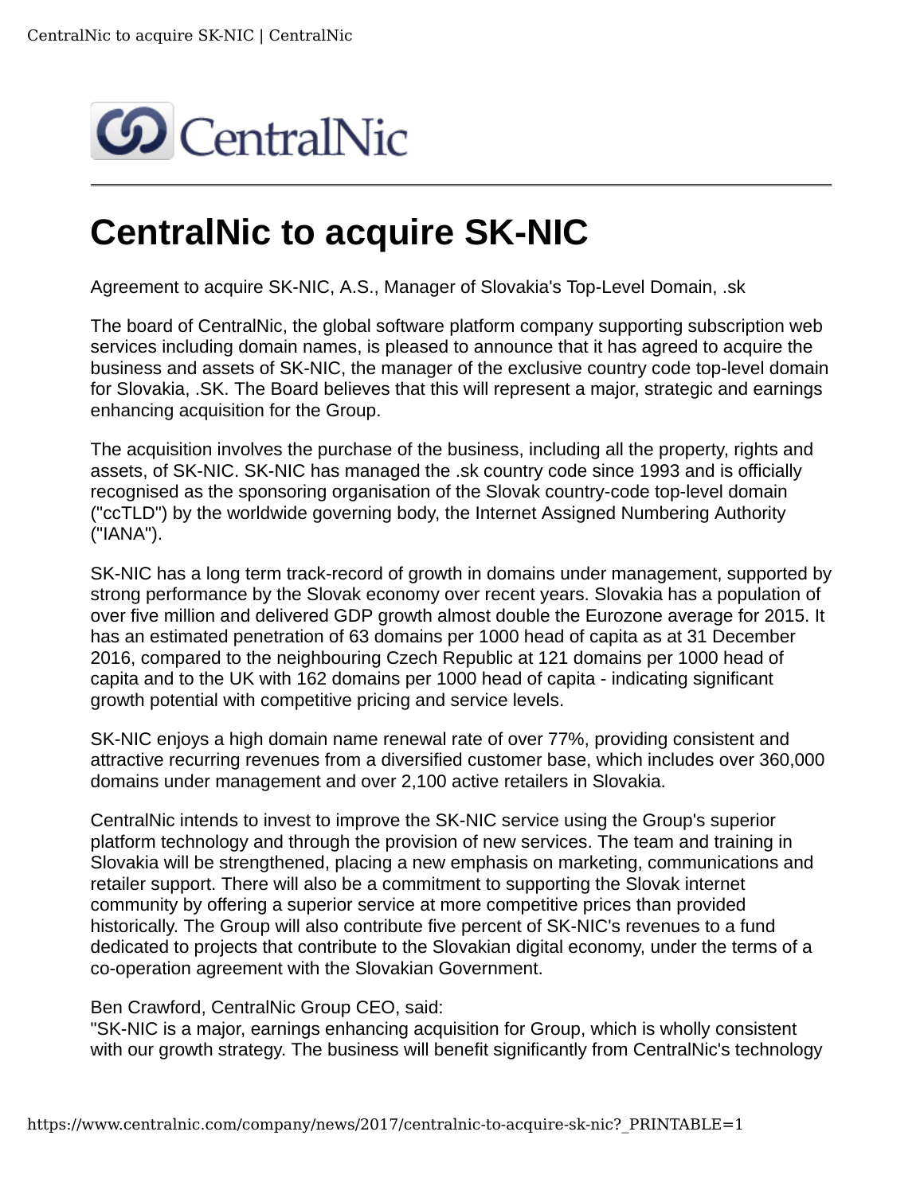# CentralNic to acquire SK-NIC

Agreement to acquire SK-NIC, A.S., Manager of Slovakia's Top-Level Domain, .sk

The board of CentralNic, the global software platform company supporting subscription web services including domain names, is pleased to announce that it has agreed to acquire the business and assets of SK-NIC, the manager of the exclusive country code top-level domain for Slovakia, .SK. The Board believes that this will represent a major, strategic and earnings enhancing acquisition for the Group.

The acquisition involves the purchase of the business, including all the property, rights and assets, of SK-NIC. SK-NIC has managed the .sk country code since 1993 and is officially recognised as the sponsoring organisation of the Slovak country-code top-level domain ("ccTLD") by the worldwide governing body, the Internet Assigned Numbering Authority ("IANA").

SK-NIC has a long term track-record of growth in domains under management, supported by strong performance by the Slovak economy over recent years. Slovakia has a population of over five million and delivered GDP growth almost double the Eurozone average for 2015. It has an estimated penetration of 63 domains per 1000 head of capita as at 31 December 2016, compared to the neighbouring Czech Republic at 121 domains per 1000 head of capita and to the UK with 162 domains per 1000 head of capita - indicating significant growth potential with competitive pricing and service levels.

SK-NIC enjoys a high domain name renewal rate of over 77%, providing consistent and attractive recurring revenues from a diversified customer base, which includes over 360,000 domains under management and over 2,100 active retailers in Slovakia.

CentralNic intends to invest to improve the SK-NIC service using the Group's superior platform technology and through the provision of new services. The team and training in Slovakia will be strengthened, placing a new emphasis on marketing, communications and retailer support. There will also be a commitment to supporting the Slovak internet community by offering a superior service at more competitive prices than provided historically. The Group will also contribute five percent of SK-NIC's revenues to a fund dedicated to projects that contribute to the Slovakian digital economy, under the terms of a co-operation agreement with the Slovakian Government.

Ben Crawford, CentralNic Group CEO, said:
"SK-NIC is a major, earnings enhancing acquisition for Group, which is wholly consistent with our growth strategy. The business will benefit significantly from CentralNic's technology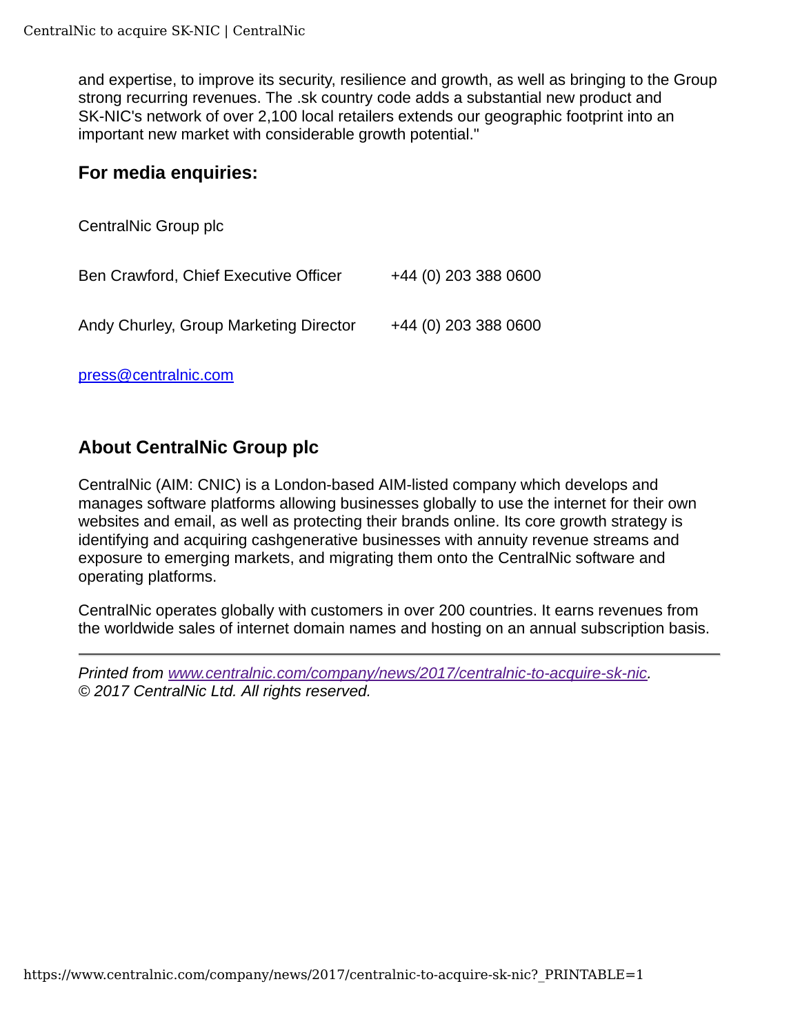and expertise, to improve its security, resilience and growth, as well as bringing to the Group strong recurring revenues. The .sk country code adds a substantial new product and SK-NIC's network of over 2,100 local retailers extends our geographic footprint into an important new market with considerable growth potential."

### For media enquiries:

CentralNic Group plc

| | |
|---|---|
| Ben Crawford, Chief Executive Officer | +44 (0) 203 388 0600 |
| Andy Churley, Group Marketing Director | +44 (0) 203 388 0600 |

press@centralnic.com

### About CentralNic Group plc

CentralNic (AIM: CNIC) is a London-based AIM-listed company which develops and manages software platforms allowing businesses globally to use the internet for their own websites and email, as well as protecting their brands online. Its core growth strategy is identifying and acquiring cashgenerative businesses with annuity revenue streams and exposure to emerging markets, and migrating them onto the CentralNic software and operating platforms.

CentralNic operates globally with customers in over 200 countries. It earns revenues from the worldwide sales of internet domain names and hosting on an annual subscription basis.

---

*Printed from www.centralnic.com/company/news/2017/centralnic-to-acquire-sk-nic.*
*© 2017 CentralNic Ltd. All rights reserved.*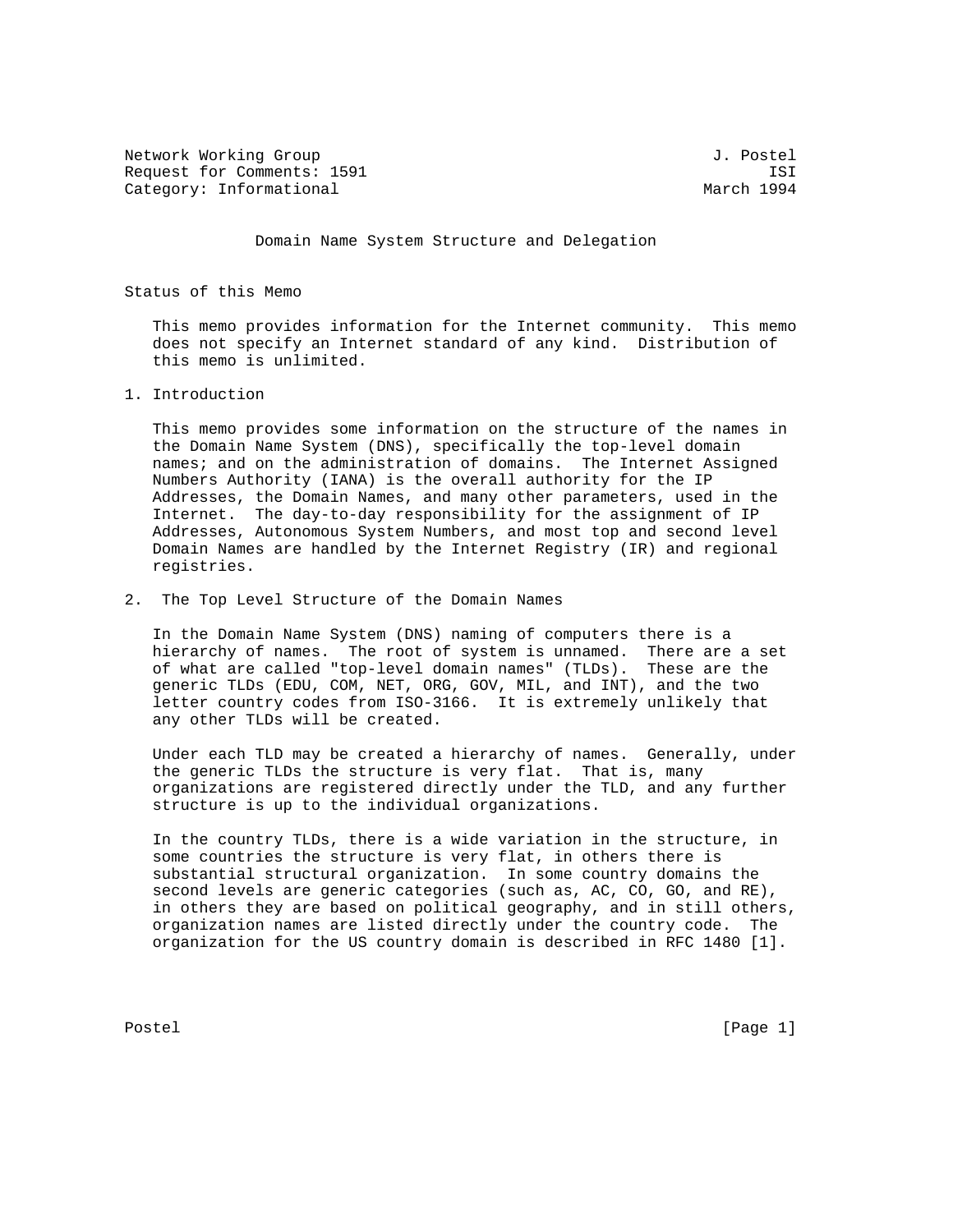Network Working Group J. Postel
Request for Comments: 1591 ISI
Category: Informational March 1994

# Domain Name System Structure and Delegation

## Status of this Memo

This memo provides information for the Internet community. This memo does not specify an Internet standard of any kind. Distribution of this memo is unlimited.

## 1. Introduction

This memo provides some information on the structure of the names in the Domain Name System (DNS), specifically the top-level domain names; and on the administration of domains. The Internet Assigned Numbers Authority (IANA) is the overall authority for the IP Addresses, the Domain Names, and many other parameters, used in the Internet. The day-to-day responsibility for the assignment of IP Addresses, Autonomous System Numbers, and most top and second level Domain Names are handled by the Internet Registry (IR) and regional registries.

## 2. The Top Level Structure of the Domain Names

In the Domain Name System (DNS) naming of computers there is a hierarchy of names. The root of system is unnamed. There are a set of what are called "top-level domain names" (TLDs). These are the generic TLDs (EDU, COM, NET, ORG, GOV, MIL, and INT), and the two letter country codes from ISO-3166. It is extremely unlikely that any other TLDs will be created.

Under each TLD may be created a hierarchy of names. Generally, under the generic TLDs the structure is very flat. That is, many organizations are registered directly under the TLD, and any further structure is up to the individual organizations.

In the country TLDs, there is a wide variation in the structure, in some countries the structure is very flat, in others there is substantial structural organization. In some country domains the second levels are generic categories (such as, AC, CO, GO, and RE), in others they are based on political geography, and in still others, organization names are listed directly under the country code. The organization for the US country domain is described in RFC 1480 [1].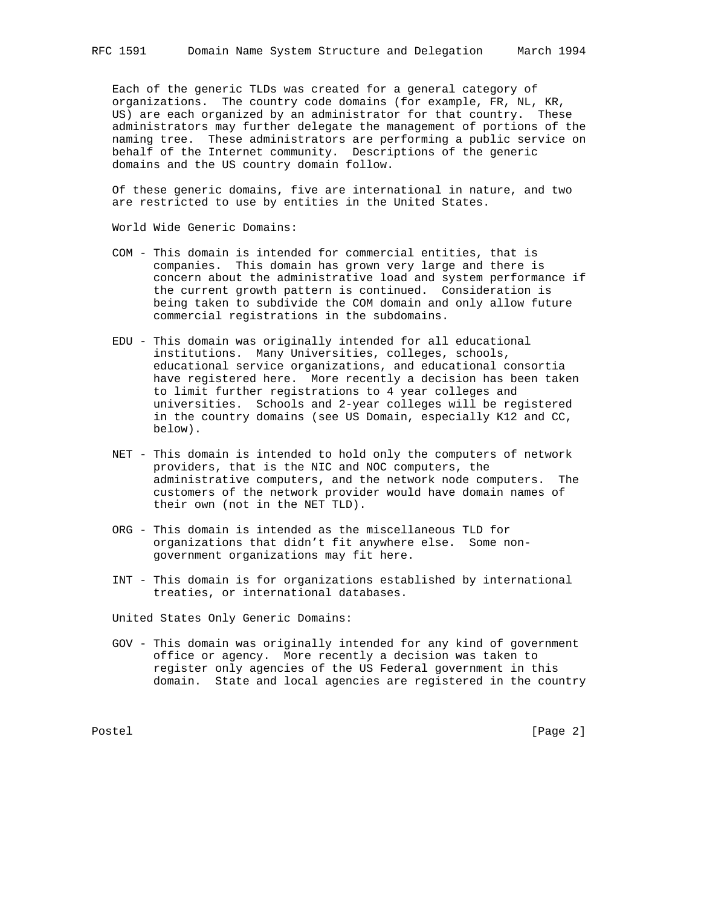Each of the generic TLDs was created for a general category of organizations. The country code domains (for example, FR, NL, KR, US) are each organized by an administrator for that country. These administrators may further delegate the management of portions of the naming tree. These administrators are performing a public service on behalf of the Internet community. Descriptions of the generic domains and the US country domain follow.

Of these generic domains, five are international in nature, and two are restricted to use by entities in the United States.

World Wide Generic Domains:

COM - This domain is intended for commercial entities, that is companies. This domain has grown very large and there is concern about the administrative load and system performance if the current growth pattern is continued. Consideration is being taken to subdivide the COM domain and only allow future commercial registrations in the subdomains.

EDU - This domain was originally intended for all educational institutions. Many Universities, colleges, schools, educational service organizations, and educational consortia have registered here. More recently a decision has been taken to limit further registrations to 4 year colleges and universities. Schools and 2-year colleges will be registered in the country domains (see US Domain, especially K12 and CC, below).

NET - This domain is intended to hold only the computers of network providers, that is the NIC and NOC computers, the administrative computers, and the network node computers. The customers of the network provider would have domain names of their own (not in the NET TLD).

ORG - This domain is intended as the miscellaneous TLD for organizations that didn't fit anywhere else. Some non-government organizations may fit here.

INT - This domain is for organizations established by international treaties, or international databases.

United States Only Generic Domains:

GOV - This domain was originally intended for any kind of government office or agency. More recently a decision was taken to register only agencies of the US Federal government in this domain. State and local agencies are registered in the country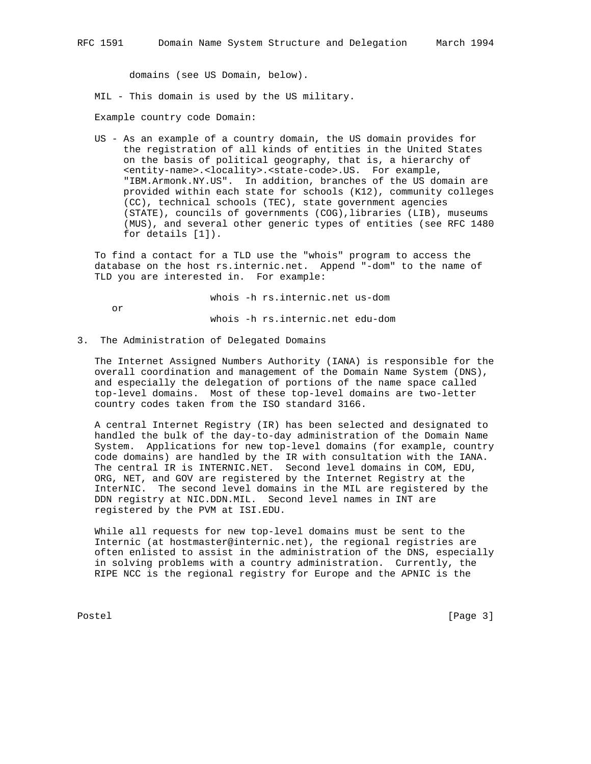domains (see US Domain, below).

MIL - This domain is used by the US military.

Example country code Domain:

US - As an example of a country domain, the US domain provides for the registration of all kinds of entities in the United States on the basis of political geography, that is, a hierarchy of <entity-name>.<locality>.<state-code>.US. For example, "IBM.Armonk.NY.US". In addition, branches of the US domain are provided within each state for schools (K12), community colleges (CC), technical schools (TEC), state government agencies (STATE), councils of governments (COG),libraries (LIB), museums (MUS), and several other generic types of entities (see RFC 1480 for details [1]).

To find a contact for a TLD use the "whois" program to access the database on the host rs.internic.net. Append "-dom" to the name of TLD you are interested in. For example:

```
                    whois -h rs.internic.net us-dom
   or
                    whois -h rs.internic.net edu-dom
```

## 3. The Administration of Delegated Domains

The Internet Assigned Numbers Authority (IANA) is responsible for the overall coordination and management of the Domain Name System (DNS), and especially the delegation of portions of the name space called top-level domains. Most of these top-level domains are two-letter country codes taken from the ISO standard 3166.

A central Internet Registry (IR) has been selected and designated to handled the bulk of the day-to-day administration of the Domain Name System. Applications for new top-level domains (for example, country code domains) are handled by the IR with consultation with the IANA. The central IR is INTERNIC.NET. Second level domains in COM, EDU, ORG, NET, and GOV are registered by the Internet Registry at the InterNIC. The second level domains in the MIL are registered by the DDN registry at NIC.DDN.MIL. Second level names in INT are registered by the PVM at ISI.EDU.

While all requests for new top-level domains must be sent to the Internic (at hostmaster@internic.net), the regional registries are often enlisted to assist in the administration of the DNS, especially in solving problems with a country administration. Currently, the RIPE NCC is the regional registry for Europe and the APNIC is the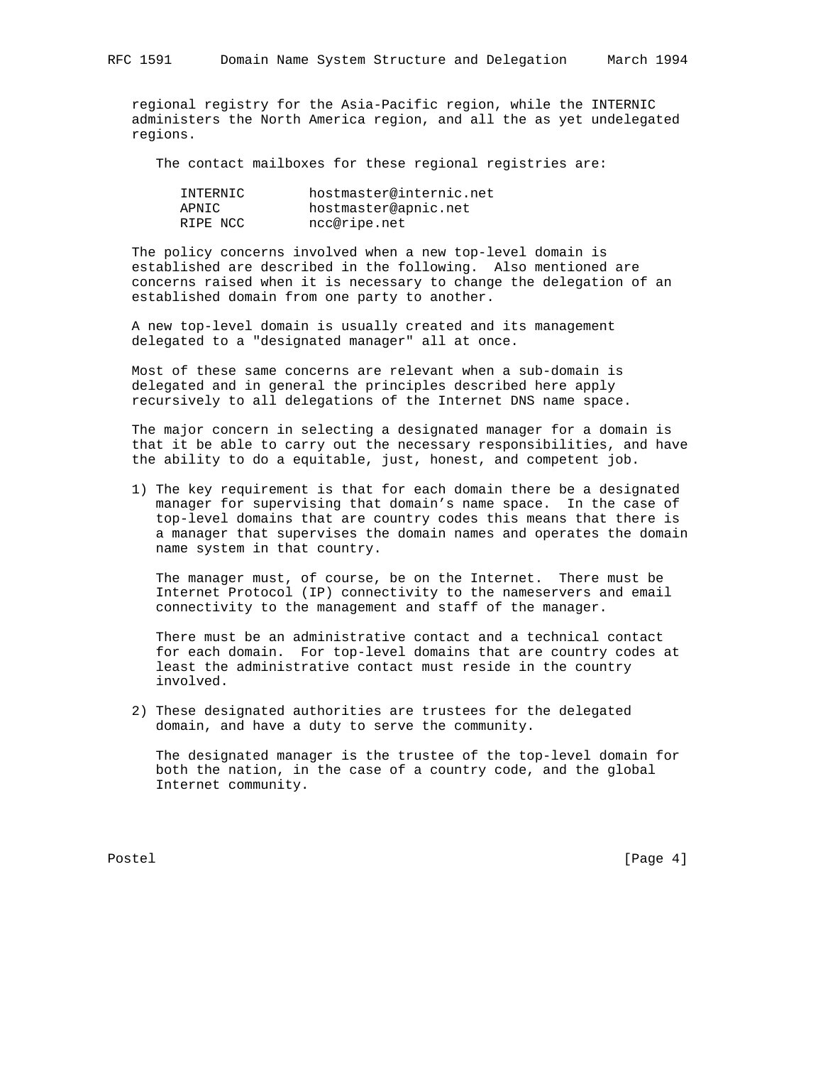regional registry for the Asia-Pacific region, while the INTERNIC administers the North America region, and all the as yet undelegated regions.

The contact mailboxes for these regional registries are:

| | |
|---|---|
| INTERNIC | hostmaster@internic.net |
| APNIC | hostmaster@apnic.net |
| RIPE NCC | ncc@ripe.net |

The policy concerns involved when a new top-level domain is established are described in the following. Also mentioned are concerns raised when it is necessary to change the delegation of an established domain from one party to another.

A new top-level domain is usually created and its management delegated to a "designated manager" all at once.

Most of these same concerns are relevant when a sub-domain is delegated and in general the principles described here apply recursively to all delegations of the Internet DNS name space.

The major concern in selecting a designated manager for a domain is that it be able to carry out the necessary responsibilities, and have the ability to do a equitable, just, honest, and competent job.

1) The key requirement is that for each domain there be a designated manager for supervising that domain's name space. In the case of top-level domains that are country codes this means that there is a manager that supervises the domain names and operates the domain name system in that country.

   The manager must, of course, be on the Internet. There must be Internet Protocol (IP) connectivity to the nameservers and email connectivity to the management and staff of the manager.

   There must be an administrative contact and a technical contact for each domain. For top-level domains that are country codes at least the administrative contact must reside in the country involved.

2) These designated authorities are trustees for the delegated domain, and have a duty to serve the community.

   The designated manager is the trustee of the top-level domain for both the nation, in the case of a country code, and the global Internet community.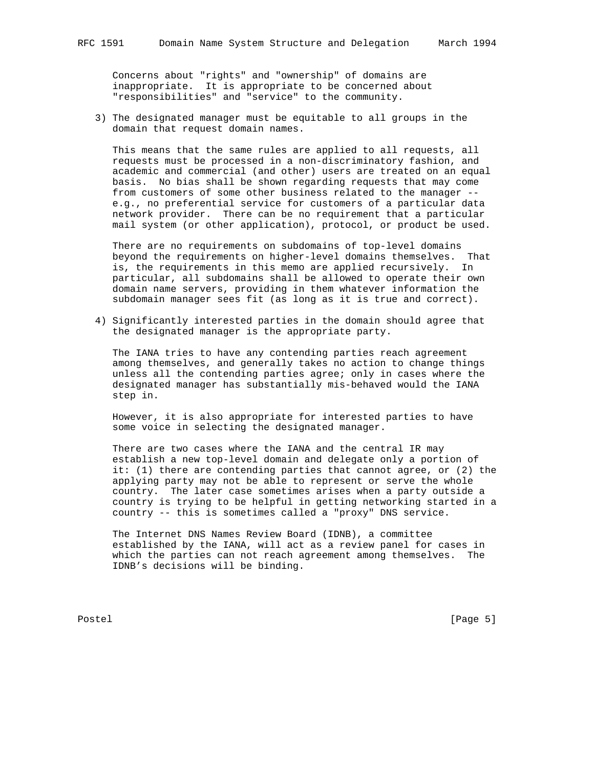Concerns about "rights" and "ownership" of domains are inappropriate. It is appropriate to be concerned about "responsibilities" and "service" to the community.

3) The designated manager must be equitable to all groups in the domain that request domain names.

   This means that the same rules are applied to all requests, all requests must be processed in a non-discriminatory fashion, and academic and commercial (and other) users are treated on an equal basis. No bias shall be shown regarding requests that may come from customers of some other business related to the manager -- e.g., no preferential service for customers of a particular data network provider. There can be no requirement that a particular mail system (or other application), protocol, or product be used.

   There are no requirements on subdomains of top-level domains beyond the requirements on higher-level domains themselves. That is, the requirements in this memo are applied recursively. In particular, all subdomains shall be allowed to operate their own domain name servers, providing in them whatever information the subdomain manager sees fit (as long as it is true and correct).

4) Significantly interested parties in the domain should agree that the designated manager is the appropriate party.

   The IANA tries to have any contending parties reach agreement among themselves, and generally takes no action to change things unless all the contending parties agree; only in cases where the designated manager has substantially mis-behaved would the IANA step in.

   However, it is also appropriate for interested parties to have some voice in selecting the designated manager.

   There are two cases where the IANA and the central IR may establish a new top-level domain and delegate only a portion of it: (1) there are contending parties that cannot agree, or (2) the applying party may not be able to represent or serve the whole country. The later case sometimes arises when a party outside a country is trying to be helpful in getting networking started in a country -- this is sometimes called a "proxy" DNS service.

   The Internet DNS Names Review Board (IDNB), a committee established by the IANA, will act as a review panel for cases in which the parties can not reach agreement among themselves. The IDNB's decisions will be binding.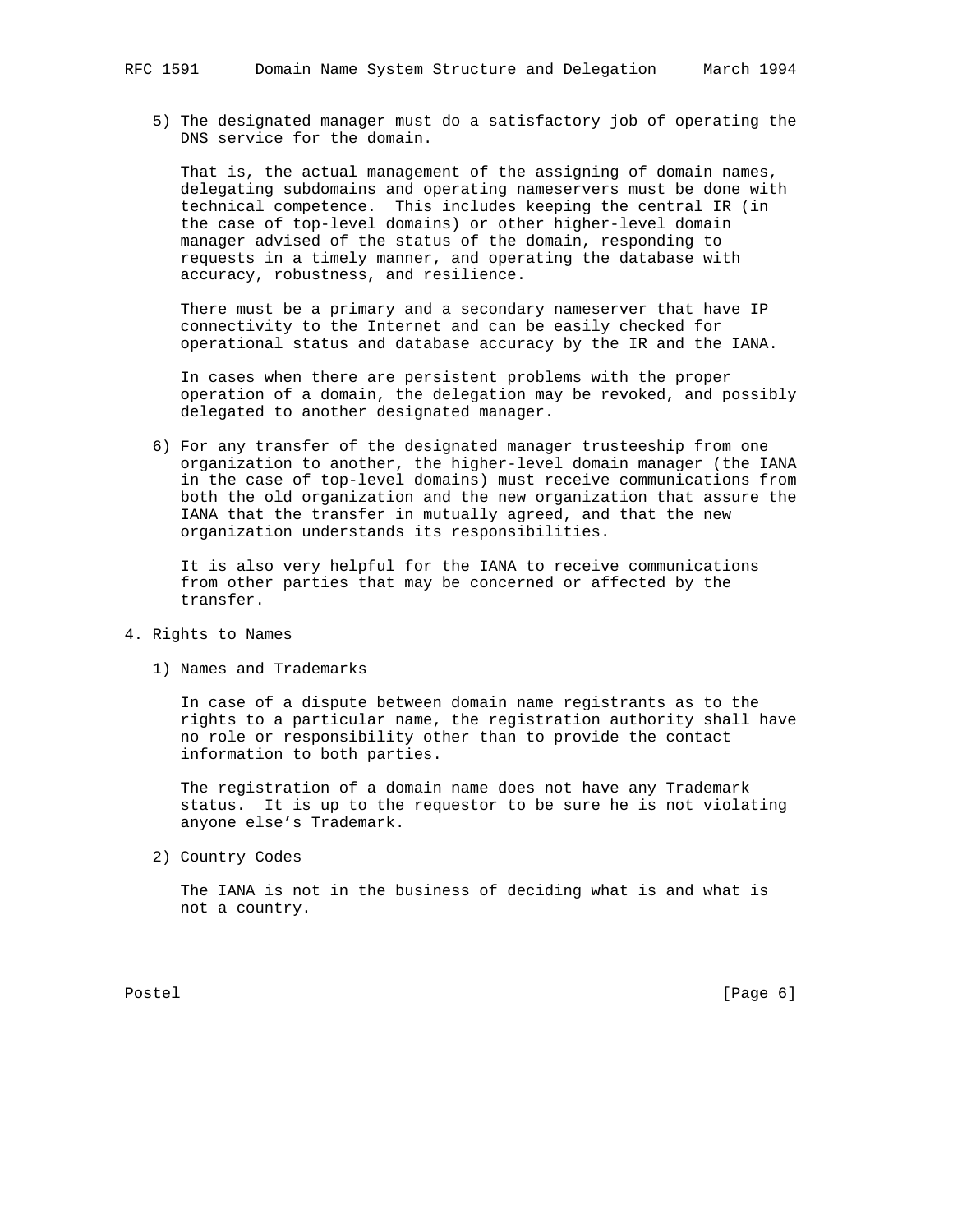5) The designated manager must do a satisfactory job of operating the DNS service for the domain.

   That is, the actual management of the assigning of domain names, delegating subdomains and operating nameservers must be done with technical competence. This includes keeping the central IR (in the case of top-level domains) or other higher-level domain manager advised of the status of the domain, responding to requests in a timely manner, and operating the database with accuracy, robustness, and resilience.

   There must be a primary and a secondary nameserver that have IP connectivity to the Internet and can be easily checked for operational status and database accuracy by the IR and the IANA.

   In cases when there are persistent problems with the proper operation of a domain, the delegation may be revoked, and possibly delegated to another designated manager.

6) For any transfer of the designated manager trusteeship from one organization to another, the higher-level domain manager (the IANA in the case of top-level domains) must receive communications from both the old organization and the new organization that assure the IANA that the transfer in mutually agreed, and that the new organization understands its responsibilities.

   It is also very helpful for the IANA to receive communications from other parties that may be concerned or affected by the transfer.

## 4. Rights to Names

1) Names and Trademarks

   In case of a dispute between domain name registrants as to the rights to a particular name, the registration authority shall have no role or responsibility other than to provide the contact information to both parties.

   The registration of a domain name does not have any Trademark status. It is up to the requestor to be sure he is not violating anyone else's Trademark.

2) Country Codes

   The IANA is not in the business of deciding what is and what is not a country.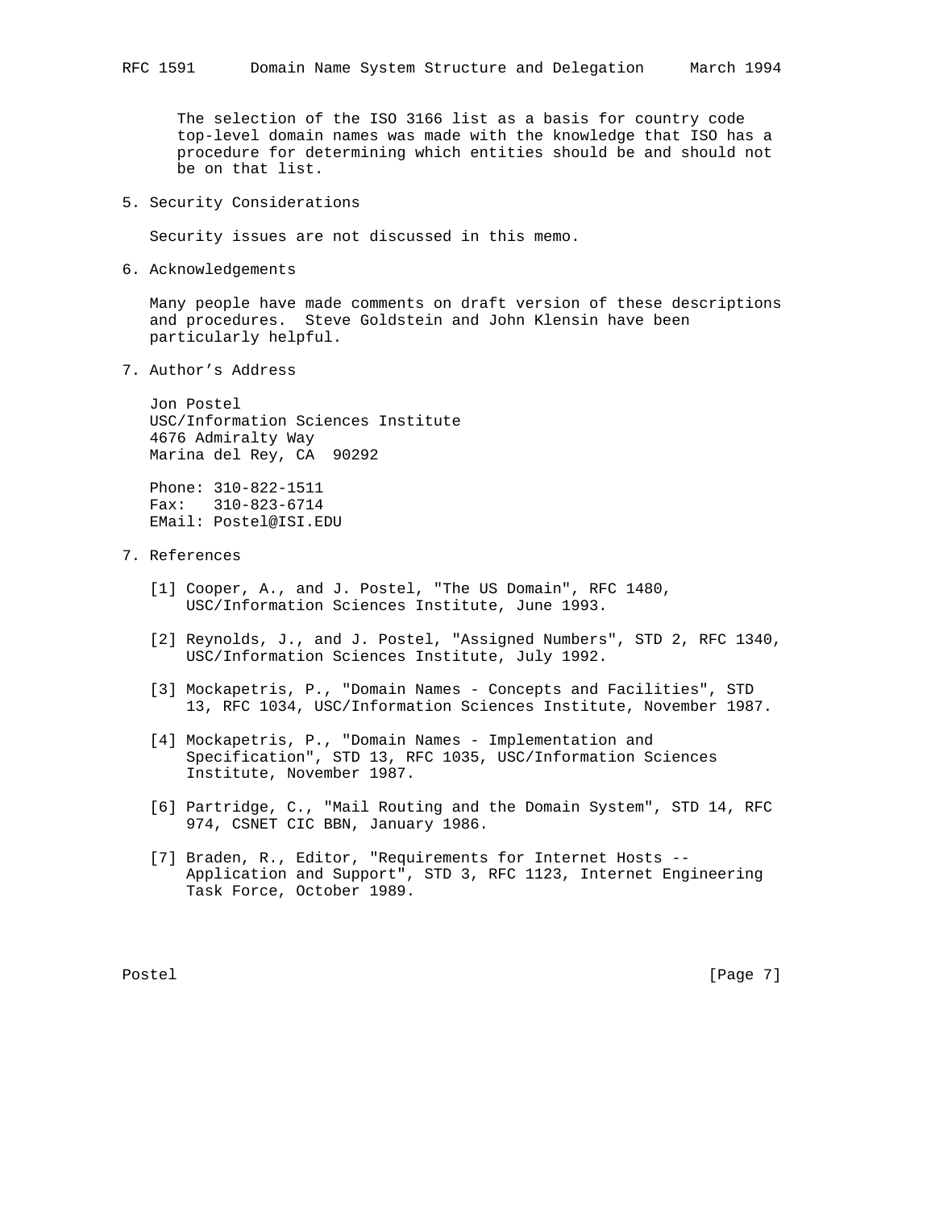The selection of the ISO 3166 list as a basis for country code top-level domain names was made with the knowledge that ISO has a procedure for determining which entities should be and should not be on that list.

## 5. Security Considerations

Security issues are not discussed in this memo.

## 6. Acknowledgements

Many people have made comments on draft version of these descriptions and procedures. Steve Goldstein and John Klensin have been particularly helpful.

## 7. Author's Address

Jon Postel
USC/Information Sciences Institute
4676 Admiralty Way
Marina del Rey, CA 90292

Phone: 310-822-1511
Fax: 310-823-6714
EMail: Postel@ISI.EDU

## 7. References

[1] Cooper, A., and J. Postel, "The US Domain", RFC 1480, USC/Information Sciences Institute, June 1993.

[2] Reynolds, J., and J. Postel, "Assigned Numbers", STD 2, RFC 1340, USC/Information Sciences Institute, July 1992.

[3] Mockapetris, P., "Domain Names - Concepts and Facilities", STD 13, RFC 1034, USC/Information Sciences Institute, November 1987.

[4] Mockapetris, P., "Domain Names - Implementation and Specification", STD 13, RFC 1035, USC/Information Sciences Institute, November 1987.

[6] Partridge, C., "Mail Routing and the Domain System", STD 14, RFC 974, CSNET CIC BBN, January 1986.

[7] Braden, R., Editor, "Requirements for Internet Hosts -- Application and Support", STD 3, RFC 1123, Internet Engineering Task Force, October 1989.